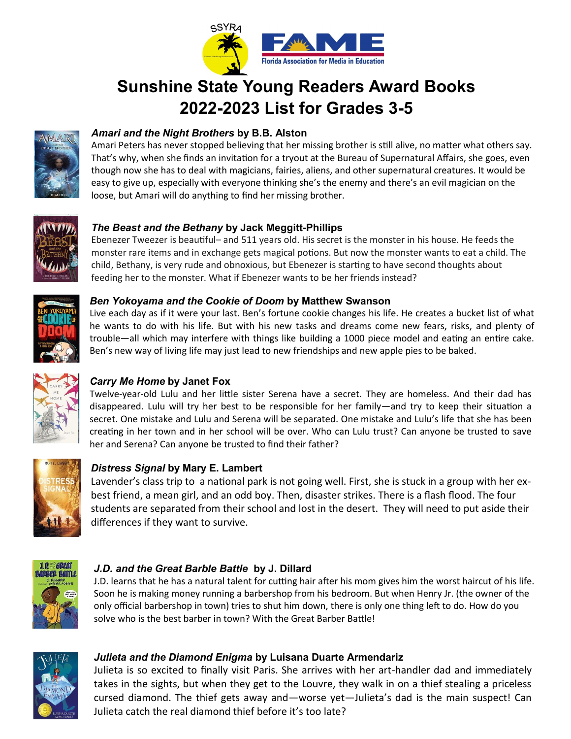# Sunshine State Young Readers Award Books 2022-2023 List for Grades 3-5

### *Amari and the Night Brothers* by B.B. Alston

Amari Peters has never stopped believing that her missing brother is still alive, no matter what others say. That's why, when she finds an invitation for a tryout at the Bureau of Supernatural Affairs, she goes, even though now she has to deal with magicians, fairies, aliens, and other supernatural creatures. It would be easy to give up, especially with everyone thinking she's the enemy and there's an evil magician on the loose, but Amari will do anything to find her missing brother.

### *The Beast and the Bethany* by Jack Meggitt-Phillips

Ebenezer Tweezer is beautiful– and 511 years old. His secret is the monster in his house. He feeds the monster rare items and in exchange gets magical potions. But now the monster wants to eat a child. The child, Bethany, is very rude and obnoxious, but Ebenezer is starting to have second thoughts about feeding her to the monster. What if Ebenezer wants to be her friends instead?

### *Ben Yokoyama and the Cookie of Doom* by Matthew Swanson

Live each day as if it were your last. Ben's fortune cookie changes his life. He creates a bucket list of what he wants to do with his life. But with his new tasks and dreams come new fears, risks, and plenty of trouble—all which may interfere with things like building a 1000 piece model and eating an entire cake. Ben's new way of living life may just lead to new friendships and new apple pies to be baked.

### *Carry Me Home* by Janet Fox

Twelve-year-old Lulu and her little sister Serena have a secret. They are homeless. And their dad has disappeared. Lulu will try her best to be responsible for her family—and try to keep their situation a secret. One mistake and Lulu and Serena will be separated. One mistake and Lulu's life that she has been creating in her town and in her school will be over. Who can Lulu trust? Can anyone be trusted to save her and Serena? Can anyone be trusted to find their father?

### *Distress Signal* by Mary E. Lambert

Lavender's class trip to a national park is not going well. First, she is stuck in a group with her ex-best friend, a mean girl, and an odd boy. Then, disaster strikes. There is a flash flood. The four students are separated from their school and lost in the desert. They will need to put aside their differences if they want to survive.

### *J.D. and the Great Barble Battle* by J. Dillard

J.D. learns that he has a natural talent for cutting hair after his mom gives him the worst haircut of his life. Soon he is making money running a barbershop from his bedroom. But when Henry Jr. (the owner of the only official barbershop in town) tries to shut him down, there is only one thing left to do. How do you solve who is the best barber in town? With the Great Barber Battle!

### *Julieta and the Diamond Enigma* by Luisana Duarte Armendariz

Julieta is so excited to finally visit Paris. She arrives with her art-handler dad and immediately takes in the sights, but when they get to the Louvre, they walk in on a thief stealing a priceless cursed diamond. The thief gets away and—worse yet—Julieta's dad is the main suspect! Can Julieta catch the real diamond thief before it's too late?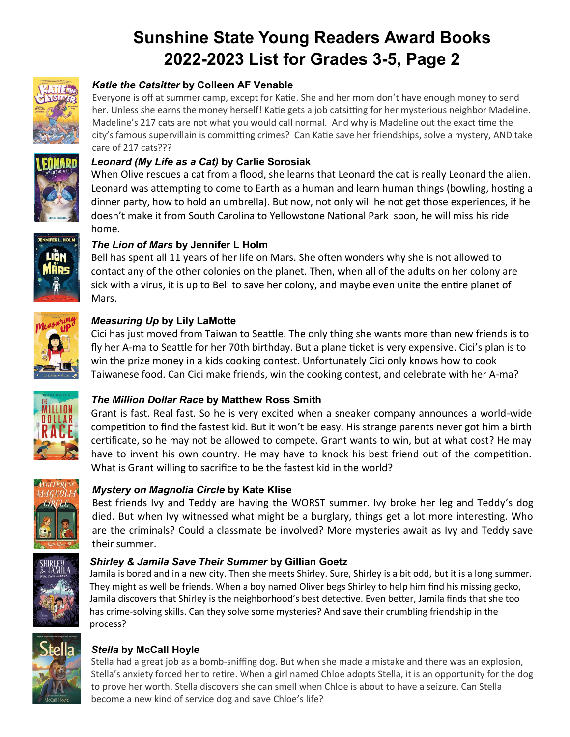# Sunshine State Young Readers Award Books 2022-2023 List for Grades 3-5, Page 2

### *Katie the Catsitter* by Colleen AF Venable

Everyone is off at summer camp, except for Katie. She and her mom don't have enough money to send her. Unless she earns the money herself! Katie gets a job catsitting for her mysterious neighbor Madeline. Madeline's 217 cats are not what you would call normal. And why is Madeline out the exact time the city's famous supervillain is committing crimes? Can Katie save her friendships, solve a mystery, AND take care of 217 cats???

### *Leonard (My Life as a Cat)* by Carlie Sorosiak

When Olive rescues a cat from a flood, she learns that Leonard the cat is really Leonard the alien. Leonard was attempting to come to Earth as a human and learn human things (bowling, hosting a dinner party, how to hold an umbrella). But now, not only will he not get those experiences, if he doesn't make it from South Carolina to Yellowstone National Park soon, he will miss his ride home.

### *The Lion of Mars* by Jennifer L Holm

Bell has spent all 11 years of her life on Mars. She often wonders why she is not allowed to contact any of the other colonies on the planet. Then, when all of the adults on her colony are sick with a virus, it is up to Bell to save her colony, and maybe even unite the entire planet of Mars.

### *Measuring Up* by Lily LaMotte

Cici has just moved from Taiwan to Seattle. The only thing she wants more than new friends is to fly her A-ma to Seattle for her 70th birthday. But a plane ticket is very expensive. Cici's plan is to win the prize money in a kids cooking contest. Unfortunately Cici only knows how to cook Taiwanese food. Can Cici make friends, win the cooking contest, and celebrate with her A-ma?

### *The Million Dollar Race* by Matthew Ross Smith

Grant is fast. Real fast. So he is very excited when a sneaker company announces a world-wide competition to find the fastest kid. But it won't be easy. His strange parents never got him a birth certificate, so he may not be allowed to compete. Grant wants to win, but at what cost? He may have to invent his own country. He may have to knock his best friend out of the competition. What is Grant willing to sacrifice to be the fastest kid in the world?

### *Mystery on Magnolia Circle* by Kate Klise

Best friends Ivy and Teddy are having the WORST summer. Ivy broke her leg and Teddy's dog died. But when Ivy witnessed what might be a burglary, things get a lot more interesting. Who are the criminals? Could a classmate be involved? More mysteries await as Ivy and Teddy save their summer.

### *Shirley & Jamila Save Their Summer* by Gillian Goetz

Jamila is bored and in a new city. Then she meets Shirley. Sure, Shirley is a bit odd, but it is a long summer. They might as well be friends. When a boy named Oliver begs Shirley to help him find his missing gecko, Jamila discovers that Shirley is the neighborhood's best detective. Even better, Jamila finds that she too has crime-solving skills. Can they solve some mysteries? And save their crumbling friendship in the process?

### *Stella* by McCall Hoyle

Stella had a great job as a bomb-sniffing dog. But when she made a mistake and there was an explosion, Stella's anxiety forced her to retire. When a girl named Chloe adopts Stella, it is an opportunity for the dog to prove her worth. Stella discovers she can smell when Chloe is about to have a seizure. Can Stella become a new kind of service dog and save Chloe's life?